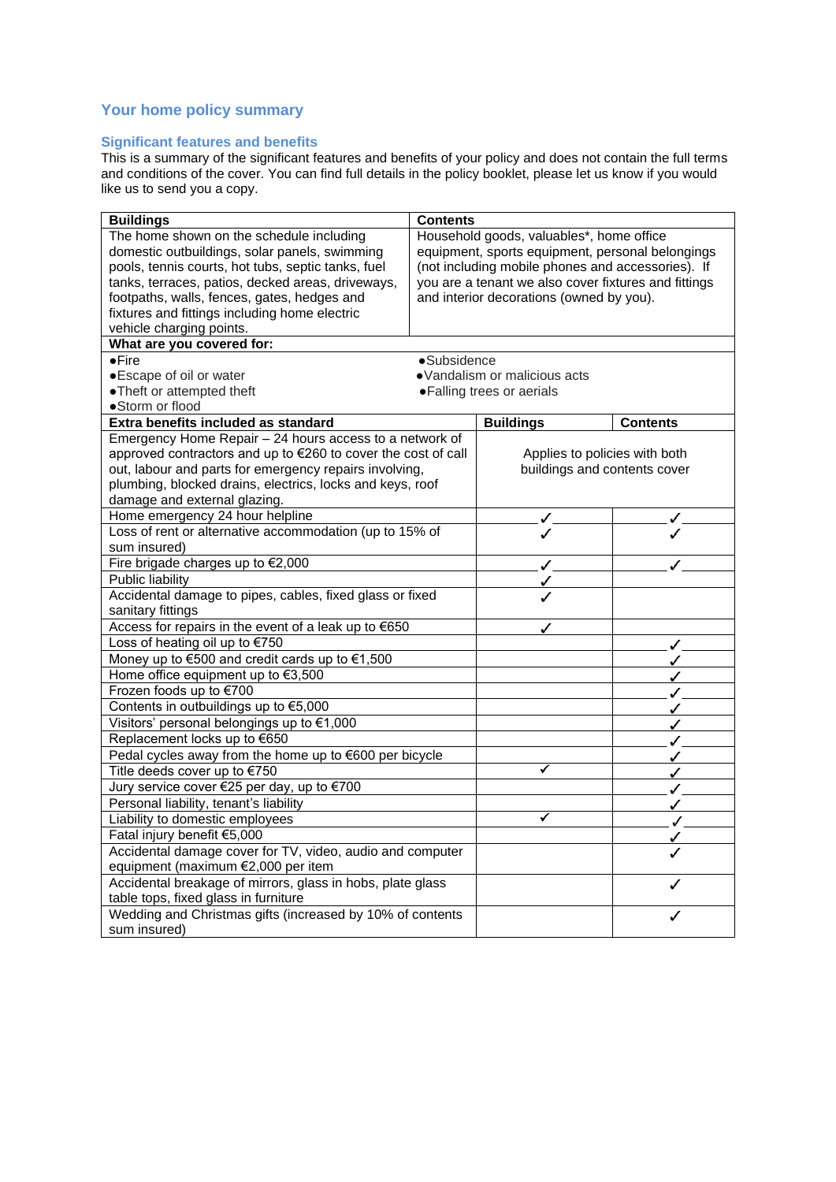## Your home policy summary

### Significant features and benefits

This is a summary of the significant features and benefits of your policy and does not contain the full terms and conditions of the cover. You can find full details in the policy booklet, please let us know if you would like us to send you a copy.

| Buildings | Contents |
|---|---|
| The home shown on the schedule including domestic outbuildings, solar panels, swimming pools, tennis courts, hot tubs, septic tanks, fuel tanks, terraces, patios, decked areas, driveways, footpaths, walls, fences, gates, hedges and fixtures and fittings including home electric vehicle charging points. | Household goods, valuables*, home office equipment, sports equipment, personal belongings (not including mobile phones and accessories). If you are a tenant we also cover fixtures and fittings and interior decorations (owned by you). |

**What are you covered for:**

- Fire
- Escape of oil or water
- Theft or attempted theft
- Storm or flood
- Subsidence
- Vandalism or malicious acts
- Falling trees or aerials

| Extra benefits included as standard | Buildings | Contents |
|---|---|---|
| Emergency Home Repair – 24 hours access to a network of approved contractors and up to €260 to cover the cost of call out, labour and parts for emergency repairs involving, plumbing, blocked drains, electrics, locks and keys, roof damage and external glazing. | Applies to policies with both buildings and contents cover | |
| Home emergency 24 hour helpline | ✓ | ✓ |
| Loss of rent or alternative accommodation (up to 15% of sum insured) | ✓ | ✓ |
| Fire brigade charges up to €2,000 | ✓ | ✓ |
| Public liability | ✓ | |
| Accidental damage to pipes, cables, fixed glass or fixed sanitary fittings | ✓ | |
| Access for repairs in the event of a leak up to €650 | ✓ | |
| Loss of heating oil up to €750 | | ✓ |
| Money up to €500 and credit cards up to €1,500 | | ✓ |
| Home office equipment up to €3,500 | | ✓ |
| Frozen foods up to €700 | | ✓ |
| Contents in outbuildings up to €5,000 | | ✓ |
| Visitors' personal belongings up to €1,000 | | ✓ |
| Replacement locks up to €650 | | ✓ |
| Pedal cycles away from the home up to €600 per bicycle | | ✓ |
| Title deeds cover up to €750 | ✓ | ✓ |
| Jury service cover €25 per day, up to €700 | | ✓ |
| Personal liability, tenant's liability | | ✓ |
| Liability to domestic employees | ✓ | ✓ |
| Fatal injury benefit €5,000 | | ✓ |
| Accidental damage cover for TV, video, audio and computer equipment (maximum €2,000 per item | | ✓ |
| Accidental breakage of mirrors, glass in hobs, plate glass table tops, fixed glass in furniture | | ✓ |
| Wedding and Christmas gifts (increased by 10% of contents sum insured) | | ✓ |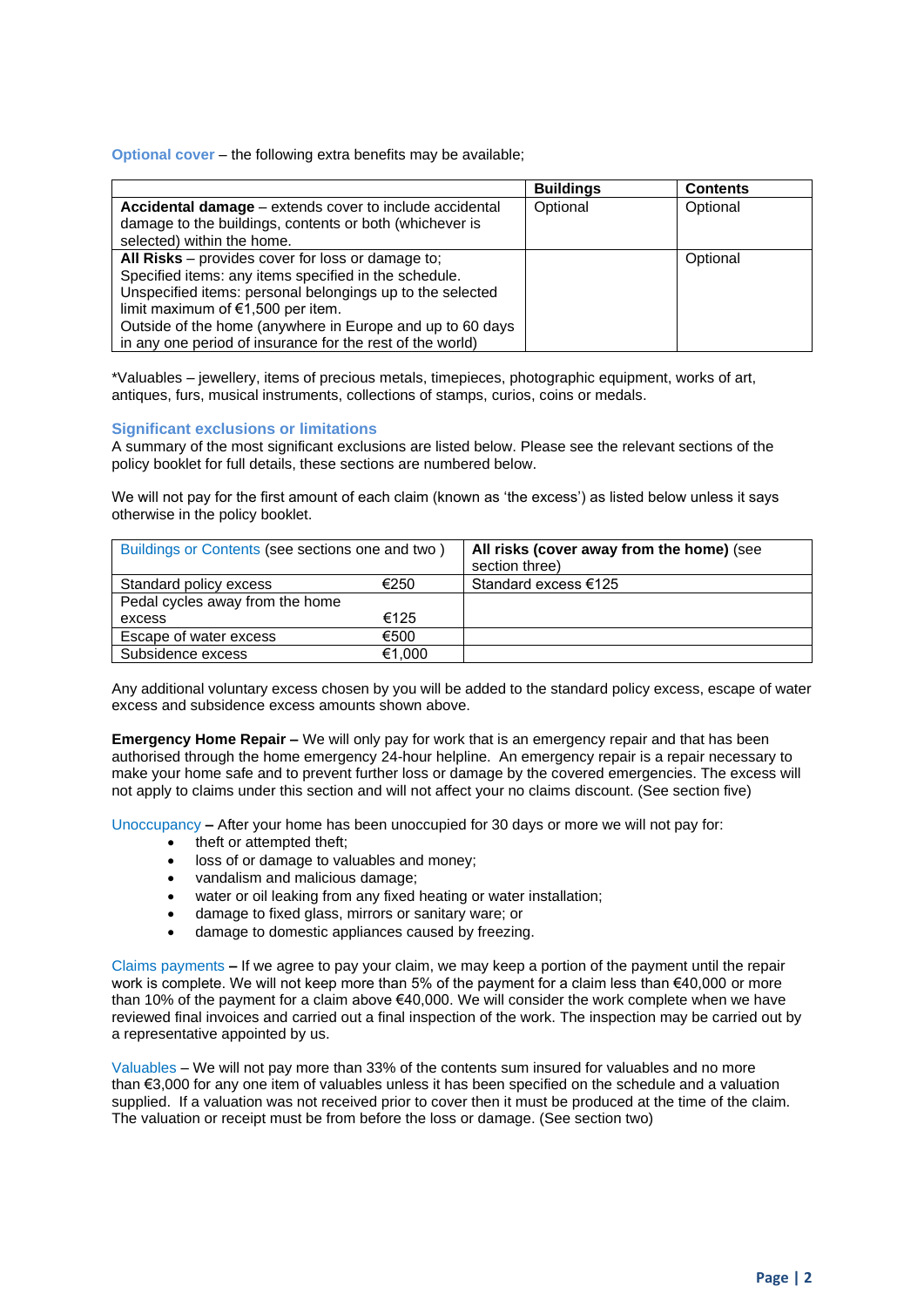**Optional cover** – the following extra benefits may be available;

| | Buildings | Contents |
|---|---|---|
| **Accidental damage** – extends cover to include accidental damage to the buildings, contents or both (whichever is selected) within the home. | Optional | Optional |
| **All Risks** – provides cover for loss or damage to; Specified items: any items specified in the schedule. Unspecified items: personal belongings up to the selected limit maximum of €1,500 per item. Outside of the home (anywhere in Europe and up to 60 days in any one period of insurance for the rest of the world) | | Optional |

*Valuables – jewellery, items of precious metals, timepieces, photographic equipment, works of art, antiques, furs, musical instruments, collections of stamps, curios, coins or medals.

## Significant exclusions or limitations

A summary of the most significant exclusions are listed below. Please see the relevant sections of the policy booklet for full details, these sections are numbered below.

We will not pay for the first amount of each claim (known as 'the excess') as listed below unless it says otherwise in the policy booklet.

| Buildings or Contents (see sections one and two ) | | **All risks (cover away from the home)** (see section three) |
|---|---|---|
| Standard policy excess | €250 | Standard excess €125 |
| Pedal cycles away from the home excess | €125 | |
| Escape of water excess | €500 | |
| Subsidence excess | €1,000 | |

Any additional voluntary excess chosen by you will be added to the standard policy excess, escape of water excess and subsidence excess amounts shown above.

**Emergency Home Repair –** We will only pay for work that is an emergency repair and that has been authorised through the home emergency 24-hour helpline. An emergency repair is a repair necessary to make your home safe and to prevent further loss or damage by the covered emergencies. The excess will not apply to claims under this section and will not affect your no claims discount. (See section five)

**Unoccupancy –** After your home has been unoccupied for 30 days or more we will not pay for:

- theft or attempted theft;
- loss of or damage to valuables and money;
- vandalism and malicious damage;
- water or oil leaking from any fixed heating or water installation;
- damage to fixed glass, mirrors or sanitary ware; or
- damage to domestic appliances caused by freezing.

**Claims payments –** If we agree to pay your claim, we may keep a portion of the payment until the repair work is complete. We will not keep more than 5% of the payment for a claim less than €40,000 or more than 10% of the payment for a claim above €40,000. We will consider the work complete when we have reviewed final invoices and carried out a final inspection of the work. The inspection may be carried out by a representative appointed by us.

**Valuables** – We will not pay more than 33% of the contents sum insured for valuables and no more than €3,000 for any one item of valuables unless it has been specified on the schedule and a valuation supplied. If a valuation was not received prior to cover then it must be produced at the time of the claim. The valuation or receipt must be from before the loss or damage. (See section two)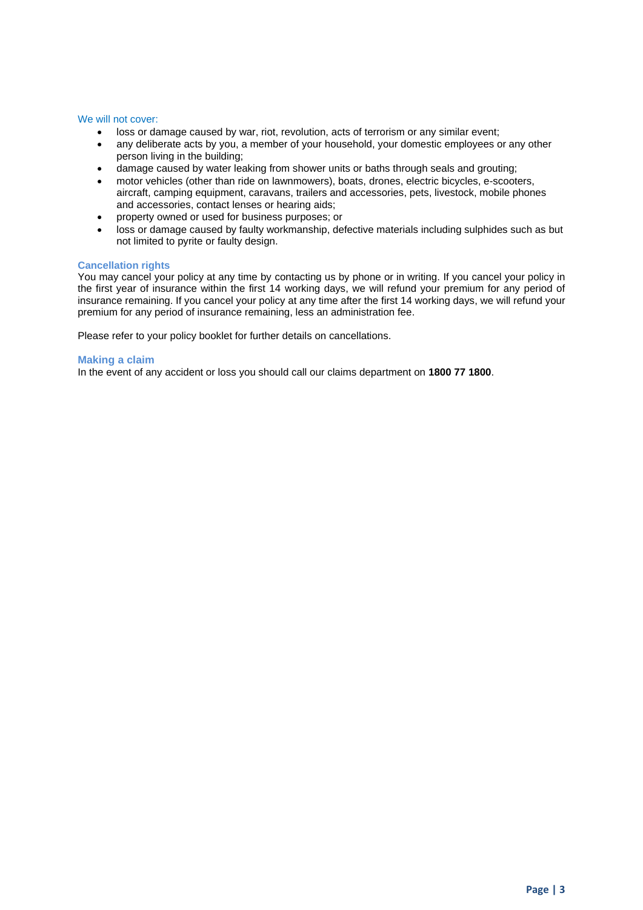We will not cover:

- loss or damage caused by war, riot, revolution, acts of terrorism or any similar event;
- any deliberate acts by you, a member of your household, your domestic employees or any other person living in the building;
- damage caused by water leaking from shower units or baths through seals and grouting;
- motor vehicles (other than ride on lawnmowers), boats, drones, electric bicycles, e-scooters, aircraft, camping equipment, caravans, trailers and accessories, pets, livestock, mobile phones and accessories, contact lenses or hearing aids;
- property owned or used for business purposes; or
- loss or damage caused by faulty workmanship, defective materials including sulphides such as but not limited to pyrite or faulty design.

## Cancellation rights

You may cancel your policy at any time by contacting us by phone or in writing. If you cancel your policy in the first year of insurance within the first 14 working days, we will refund your premium for any period of insurance remaining. If you cancel your policy at any time after the first 14 working days, we will refund your premium for any period of insurance remaining, less an administration fee.

Please refer to your policy booklet for further details on cancellations.

## Making a claim

In the event of any accident or loss you should call our claims department on **1800 77 1800**.